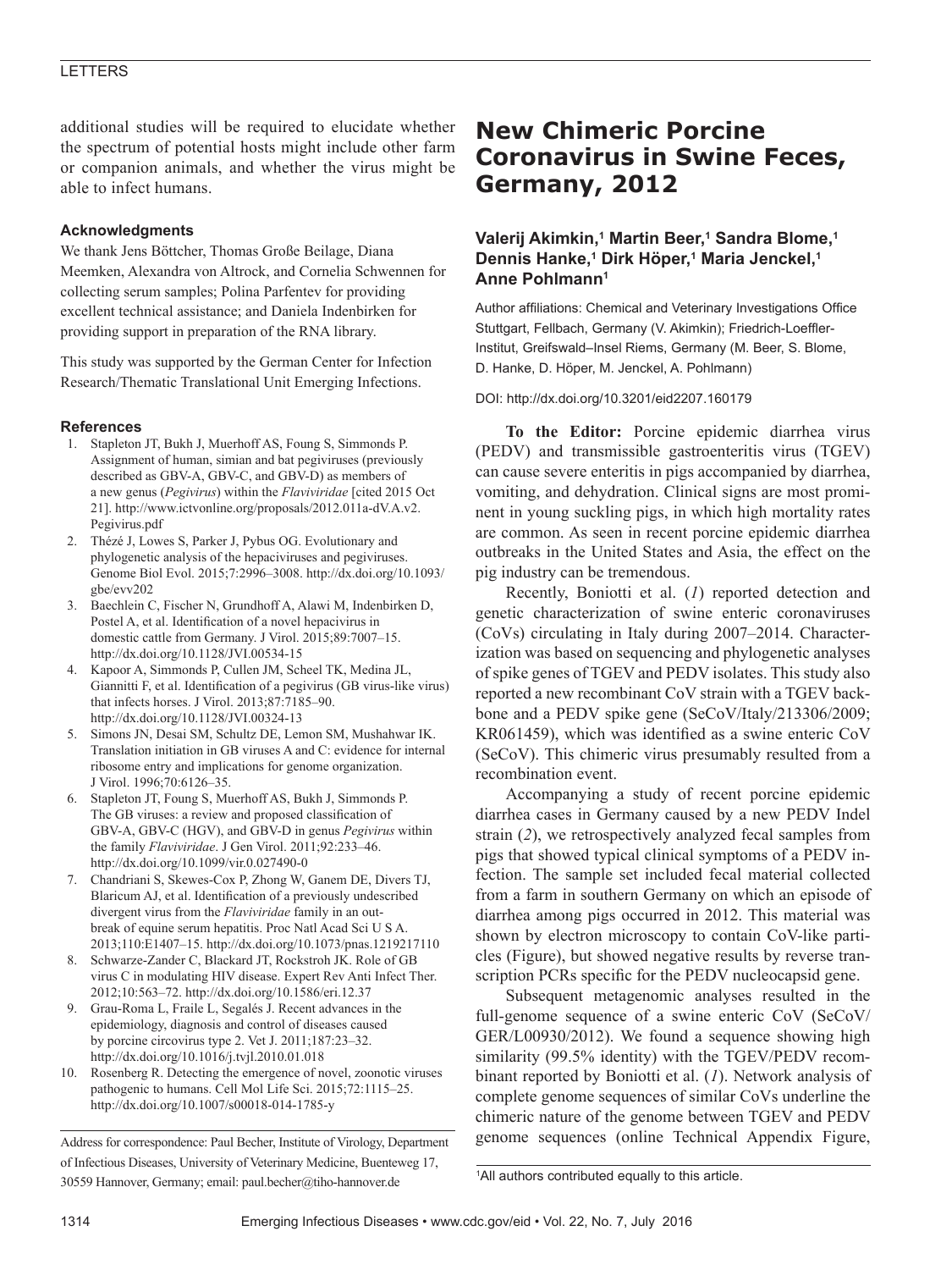additional studies will be required to elucidate whether the spectrum of potential hosts might include other farm or companion animals, and whether the virus might be able to infect humans.

### Acknowledgments

We thank Jens Böttcher, Thomas Große Beilage, Diana Meemken, Alexandra von Altrock, and Cornelia Schwennen for collecting serum samples; Polina Parfentev for providing excellent technical assistance; and Daniela Indenbirken for providing support in preparation of the RNA library.

This study was supported by the German Center for Infection Research/Thematic Translational Unit Emerging Infections.

### References

1. Stapleton JT, Bukh J, Muerhoff AS, Foung S, Simmonds P. Assignment of human, simian and bat pegiviruses (previously described as GBV-A, GBV-C, and GBV-D) as members of a new genus (*Pegivirus*) within the *Flaviviridae* [cited 2015 Oct 21]. http://www.ictvonline.org/proposals/2012.011a-dV.A.v2.Pegivirus.pdf
2. Thézé J, Lowes S, Parker J, Pybus OG. Evolutionary and phylogenetic analysis of the hepaciviruses and pegiviruses. Genome Biol Evol. 2015;7:2996–3008. http://dx.doi.org/10.1093/gbe/evv202
3. Baechlein C, Fischer N, Grundhoff A, Alawi M, Indenbirken D, Postel A, et al. Identification of a novel hepacivirus in domestic cattle from Germany. J Virol. 2015;89:7007–15. http://dx.doi.org/10.1128/JVI.00534-15
4. Kapoor A, Simmonds P, Cullen JM, Scheel TK, Medina JL, Giannitti F, et al. Identification of a pegivirus (GB virus-like virus) that infects horses. J Virol. 2013;87:7185–90. http://dx.doi.org/10.1128/JVI.00324-13
5. Simons JN, Desai SM, Schultz DE, Lemon SM, Mushahwar IK. Translation initiation in GB viruses A and C: evidence for internal ribosome entry and implications for genome organization. J Virol. 1996;70:6126–35.
6. Stapleton JT, Foung S, Muerhoff AS, Bukh J, Simmonds P. The GB viruses: a review and proposed classification of GBV-A, GBV-C (HGV), and GBV-D in genus *Pegivirus* within the family *Flaviviridae*. J Gen Virol. 2011;92:233–46. http://dx.doi.org/10.1099/vir.0.027490-0
7. Chandriani S, Skewes-Cox P, Zhong W, Ganem DE, Divers TJ, Blaricum AJ, et al. Identification of a previously undescribed divergent virus from the *Flaviviridae* family in an outbreak of equine serum hepatitis. Proc Natl Acad Sci U S A. 2013;110:E1407–15. http://dx.doi.org/10.1073/pnas.1219217110
8. Schwarze-Zander C, Blackard JT, Rockstroh JK. Role of GB virus C in modulating HIV disease. Expert Rev Anti Infect Ther. 2012;10:563–72. http://dx.doi.org/10.1586/eri.12.37
9. Grau-Roma L, Fraile L, Segalés J. Recent advances in the epidemiology, diagnosis and control of diseases caused by porcine circovirus type 2. Vet J. 2011;187:23–32. http://dx.doi.org/10.1016/j.tvjl.2010.01.018
10. Rosenberg R. Detecting the emergence of novel, zoonotic viruses pathogenic to humans. Cell Mol Life Sci. 2015;72:1115–25. http://dx.doi.org/10.1007/s00018-014-1785-y

Address for correspondence: Paul Becher, Institute of Virology, Department of Infectious Diseases, University of Veterinary Medicine, Buenteweg 17, 30559 Hannover, Germany; email: paul.becher@tiho-hannover.de

# New Chimeric Porcine Coronavirus in Swine Feces, Germany, 2012

**Valerij Akimkin,[1] Martin Beer,[1] Sandra Blome,[1] Dennis Hanke,[1] Dirk Höper,[1] Maria Jenckel,[1] Anne Pohlmann[1]**

Author affiliations: Chemical and Veterinary Investigations Office Stuttgart, Fellbach, Germany (V. Akimkin); Friedrich-Loeffler-Institut, Greifswald–Insel Riems, Germany (M. Beer, S. Blome, D. Hanke, D. Höper, M. Jenckel, A. Pohlmann)

DOI: http://dx.doi.org/10.3201/eid2207.160179

**To the Editor:** Porcine epidemic diarrhea virus (PEDV) and transmissible gastroenteritis virus (TGEV) can cause severe enteritis in pigs accompanied by diarrhea, vomiting, and dehydration. Clinical signs are most prominent in young suckling pigs, in which high mortality rates are common. As seen in recent porcine epidemic diarrhea outbreaks in the United States and Asia, the effect on the pig industry can be tremendous.

Recently, Boniotti et al. (*1*) reported detection and genetic characterization of swine enteric coronaviruses (CoVs) circulating in Italy during 2007–2014. Characterization was based on sequencing and phylogenetic analyses of spike genes of TGEV and PEDV isolates. This study also reported a new recombinant CoV strain with a TGEV backbone and a PEDV spike gene (SeCoV/Italy/213306/2009; KR061459), which was identified as a swine enteric CoV (SeCoV). This chimeric virus presumably resulted from a recombination event.

Accompanying a study of recent porcine epidemic diarrhea cases in Germany caused by a new PEDV Indel strain (*2*), we retrospectively analyzed fecal samples from pigs that showed typical clinical symptoms of a PEDV infection. The sample set included fecal material collected from a farm in southern Germany on which an episode of diarrhea among pigs occurred in 2012. This material was shown by electron microscopy to contain CoV-like particles (Figure), but showed negative results by reverse transcription PCRs specific for the PEDV nucleocapsid gene.

Subsequent metagenomic analyses resulted in the full-genome sequence of a swine enteric CoV (SeCoV/GER/L00930/2012). We found a sequence showing high similarity (99.5% identity) with the TGEV/PEDV recombinant reported by Boniotti et al. (*1*). Network analysis of complete genome sequences of similar CoVs underline the chimeric nature of the genome between TGEV and PEDV genome sequences (online Technical Appendix Figure,

[1]All authors contributed equally to this article.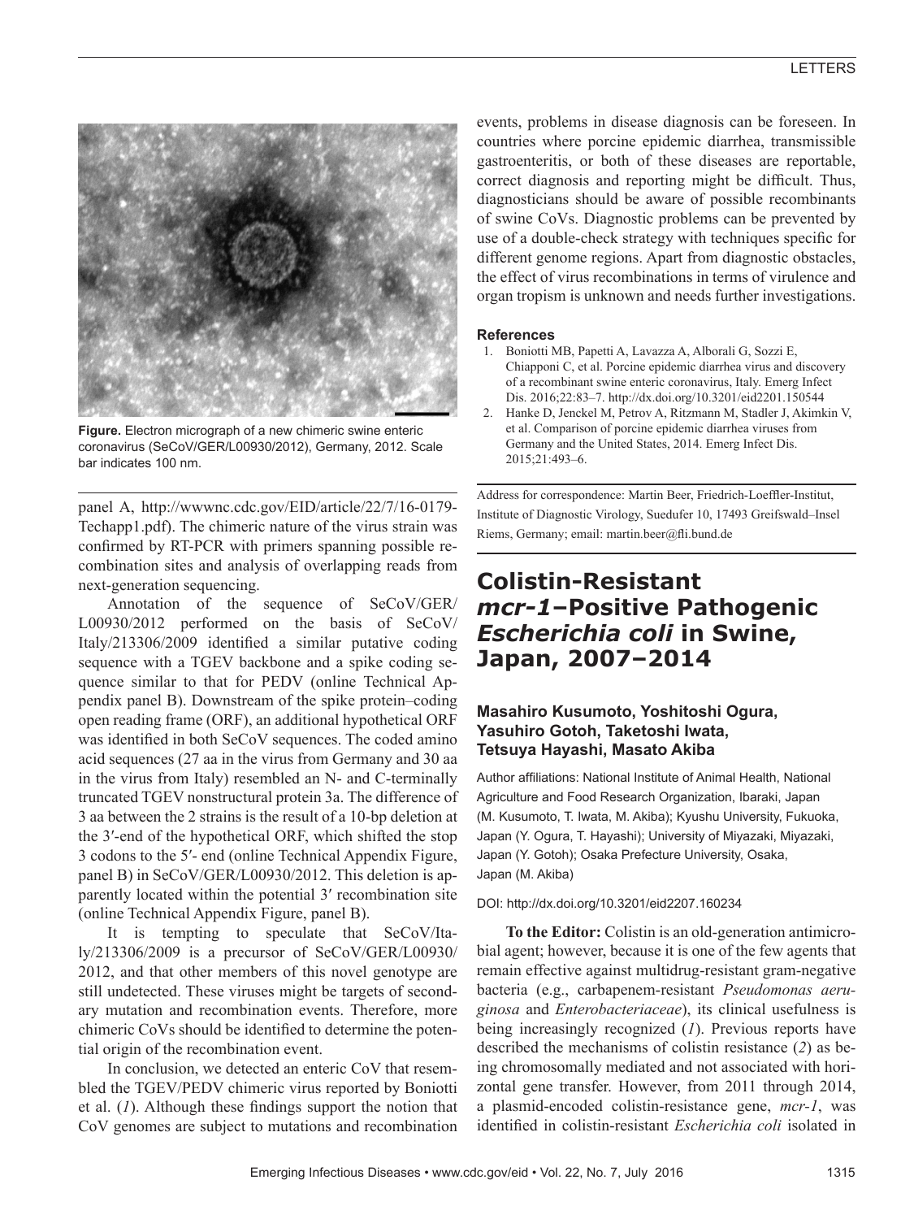**Figure.** Electron micrograph of a new chimeric swine enteric coronavirus (SeCoV/GER/L00930/2012), Germany, 2012. Scale bar indicates 100 nm.

panel A, http://wwwnc.cdc.gov/EID/article/22/7/16-0179-Techapp1.pdf). The chimeric nature of the virus strain was confirmed by RT-PCR with primers spanning possible recombination sites and analysis of overlapping reads from next-generation sequencing.

Annotation of the sequence of SeCoV/GER/L00930/2012 performed on the basis of SeCoV/Italy/213306/2009 identified a similar putative coding sequence with a TGEV backbone and a spike coding sequence similar to that for PEDV (online Technical Appendix panel B). Downstream of the spike protein–coding open reading frame (ORF), an additional hypothetical ORF was identified in both SeCoV sequences. The coded amino acid sequences (27 aa in the virus from Germany and 30 aa in the virus from Italy) resembled an N- and C-terminally truncated TGEV nonstructural protein 3a. The difference of 3 aa between the 2 strains is the result of a 10-bp deletion at the 3′-end of the hypothetical ORF, which shifted the stop 3 codons to the 5′- end (online Technical Appendix Figure, panel B) in SeCoV/GER/L00930/2012. This deletion is apparently located within the potential 3′ recombination site (online Technical Appendix Figure, panel B).

It is tempting to speculate that SeCoV/Italy/213306/2009 is a precursor of SeCoV/GER/L00930/2012, and that other members of this novel genotype are still undetected. These viruses might be targets of secondary mutation and recombination events. Therefore, more chimeric CoVs should be identified to determine the potential origin of the recombination event.

In conclusion, we detected an enteric CoV that resembled the TGEV/PEDV chimeric virus reported by Boniotti et al. (*1*). Although these findings support the notion that CoV genomes are subject to mutations and recombination events, problems in disease diagnosis can be foreseen. In countries where porcine epidemic diarrhea, transmissible gastroenteritis, or both of these diseases are reportable, correct diagnosis and reporting might be difficult. Thus, diagnosticians should be aware of possible recombinants of swine CoVs. Diagnostic problems can be prevented by use of a double-check strategy with techniques specific for different genome regions. Apart from diagnostic obstacles, the effect of virus recombinations in terms of virulence and organ tropism is unknown and needs further investigations.

#### References

1. Boniotti MB, Papetti A, Lavazza A, Alborali G, Sozzi E, Chiapponi C, et al. Porcine epidemic diarrhea virus and discovery of a recombinant swine enteric coronavirus, Italy. Emerg Infect Dis. 2016;22:83–7. http://dx.doi.org/10.3201/eid2201.150544
2. Hanke D, Jenckel M, Petrov A, Ritzmann M, Stadler J, Akimkin V, et al. Comparison of porcine epidemic diarrhea viruses from Germany and the United States, 2014. Emerg Infect Dis. 2015;21:493–6.

Address for correspondence: Martin Beer, Friedrich-Loeffler-Institut, Institute of Diagnostic Virology, Suedufer 10, 17493 Greifswald–Insel Riems, Germany; email: martin.beer@fli.bund.de

## Colistin-Resistant *mcr-1*–Positive Pathogenic *Escherichia coli* in Swine, Japan, 2007–2014

**Masahiro Kusumoto, Yoshitoshi Ogura, Yasuhiro Gotoh, Taketoshi Iwata, Tetsuya Hayashi, Masato Akiba**

Author affiliations: National Institute of Animal Health, National Agriculture and Food Research Organization, Ibaraki, Japan (M. Kusumoto, T. Iwata, M. Akiba); Kyushu University, Fukuoka, Japan (Y. Ogura, T. Hayashi); University of Miyazaki, Miyazaki, Japan (Y. Gotoh); Osaka Prefecture University, Osaka, Japan (M. Akiba)

DOI: http://dx.doi.org/10.3201/eid2207.160234

**To the Editor:** Colistin is an old-generation antimicrobial agent; however, because it is one of the few agents that remain effective against multidrug-resistant gram-negative bacteria (e.g., carbapenem-resistant *Pseudomonas aeruginosa* and *Enterobacteriaceae*), its clinical usefulness is being increasingly recognized (*1*). Previous reports have described the mechanisms of colistin resistance (*2*) as being chromosomally mediated and not associated with horizontal gene transfer. However, from 2011 through 2014, a plasmid-encoded colistin-resistance gene, *mcr-1*, was identified in colistin-resistant *Escherichia coli* isolated in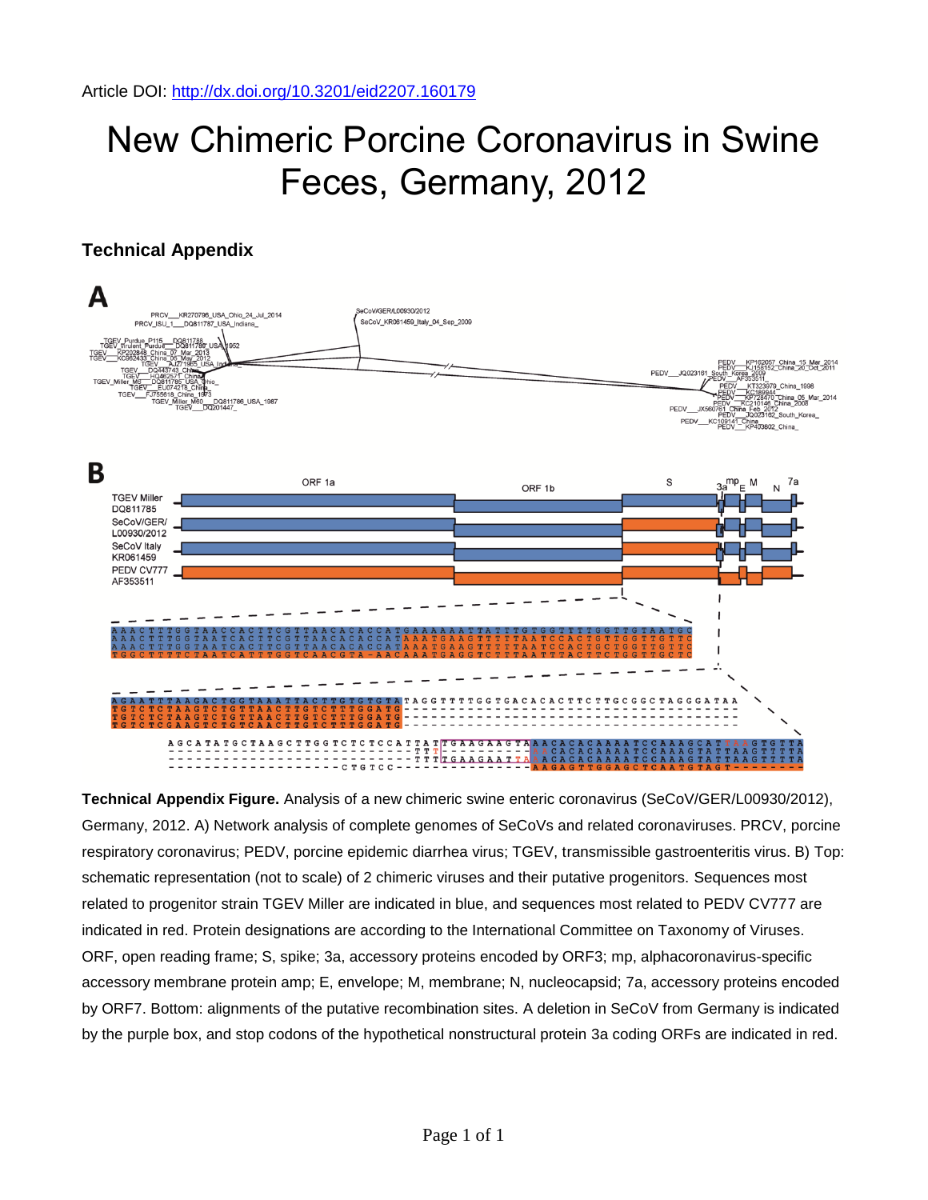Article DOI: http://dx.doi.org/10.3201/eid2207.160179

# New Chimeric Porcine Coronavirus in Swine Feces, Germany, 2012

## Technical Appendix

**Technical Appendix Figure.** Analysis of a new chimeric swine enteric coronavirus (SeCoV/GER/L00930/2012), Germany, 2012. A) Network analysis of complete genomes of SeCoVs and related coronaviruses. PRCV, porcine respiratory coronavirus; PEDV, porcine epidemic diarrhea virus; TGEV, transmissible gastroenteritis virus. B) Top: schematic representation (not to scale) of 2 chimeric viruses and their putative progenitors. Sequences most related to progenitor strain TGEV Miller are indicated in blue, and sequences most related to PEDV CV777 are indicated in red. Protein designations are according to the International Committee on Taxonomy of Viruses. ORF, open reading frame; S, spike; 3a, accessory proteins encoded by ORF3; mp, alphacoronavirus-specific accessory membrane protein amp; E, envelope; M, membrane; N, nucleocapsid; 7a, accessory proteins encoded by ORF7. Bottom: alignments of the putative recombination sites. A deletion in SeCoV from Germany is indicated by the purple box, and stop codons of the hypothetical nonstructural protein 3a coding ORFs are indicated in red.